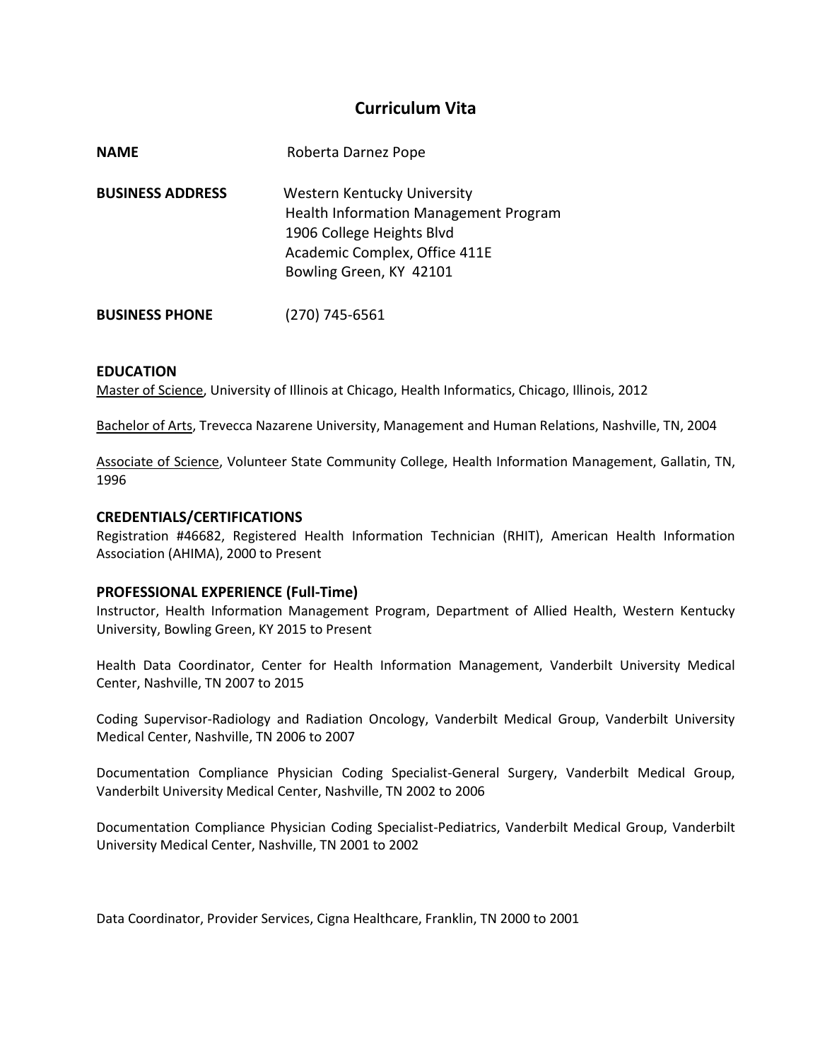# Curriculum Vita

**NAME** Roberta Darnez Pope

**BUSINESS ADDRESS** Western Kentucky University
Health Information Management Program
1906 College Heights Blvd
Academic Complex, Office 411E
Bowling Green, KY 42101

**BUSINESS PHONE** (270) 745-6561

## EDUCATION

Master of Science, University of Illinois at Chicago, Health Informatics, Chicago, Illinois, 2012

Bachelor of Arts, Trevecca Nazarene University, Management and Human Relations, Nashville, TN, 2004

Associate of Science, Volunteer State Community College, Health Information Management, Gallatin, TN, 1996

## CREDENTIALS/CERTIFICATIONS

Registration #46682, Registered Health Information Technician (RHIT), American Health Information Association (AHIMA), 2000 to Present

## PROFESSIONAL EXPERIENCE (Full-Time)

Instructor, Health Information Management Program, Department of Allied Health, Western Kentucky University, Bowling Green, KY 2015 to Present

Health Data Coordinator, Center for Health Information Management, Vanderbilt University Medical Center, Nashville, TN 2007 to 2015

Coding Supervisor-Radiology and Radiation Oncology, Vanderbilt Medical Group, Vanderbilt University Medical Center, Nashville, TN 2006 to 2007

Documentation Compliance Physician Coding Specialist-General Surgery, Vanderbilt Medical Group, Vanderbilt University Medical Center, Nashville, TN 2002 to 2006

Documentation Compliance Physician Coding Specialist-Pediatrics, Vanderbilt Medical Group, Vanderbilt University Medical Center, Nashville, TN 2001 to 2002

Data Coordinator, Provider Services, Cigna Healthcare, Franklin, TN 2000 to 2001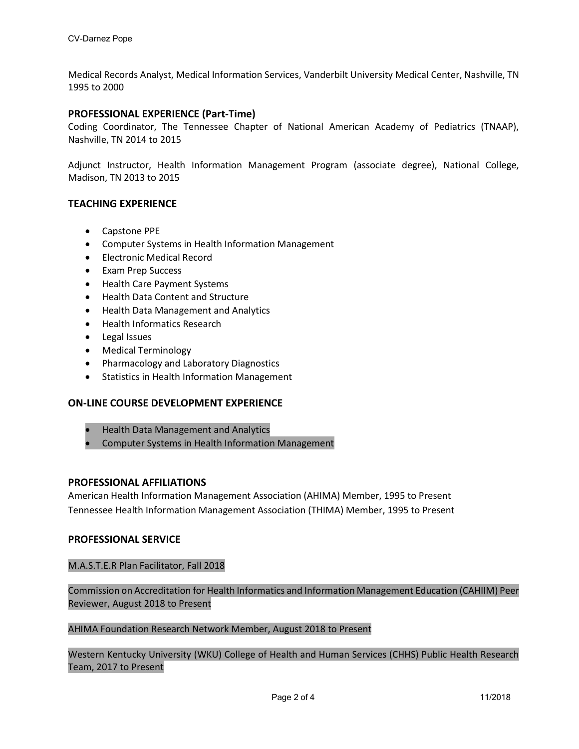Medical Records Analyst, Medical Information Services, Vanderbilt University Medical Center, Nashville, TN 1995 to 2000

## PROFESSIONAL EXPERIENCE (Part-Time)

Coding Coordinator, The Tennessee Chapter of National American Academy of Pediatrics (TNAAP), Nashville, TN 2014 to 2015

Adjunct Instructor, Health Information Management Program (associate degree), National College, Madison, TN 2013 to 2015

## TEACHING EXPERIENCE

- Capstone PPE
- Computer Systems in Health Information Management
- Electronic Medical Record
- Exam Prep Success
- Health Care Payment Systems
- Health Data Content and Structure
- Health Data Management and Analytics
- Health Informatics Research
- Legal Issues
- Medical Terminology
- Pharmacology and Laboratory Diagnostics
- Statistics in Health Information Management

## ON-LINE COURSE DEVELOPMENT EXPERIENCE

- Health Data Management and Analytics
- Computer Systems in Health Information Management

## PROFESSIONAL AFFILIATIONS

American Health Information Management Association (AHIMA) Member, 1995 to Present
Tennessee Health Information Management Association (THIMA) Member, 1995 to Present

## PROFESSIONAL SERVICE

M.A.S.T.E.R Plan Facilitator, Fall 2018

Commission on Accreditation for Health Informatics and Information Management Education (CAHIIM) Peer Reviewer, August 2018 to Present

AHIMA Foundation Research Network Member, August 2018 to Present

Western Kentucky University (WKU) College of Health and Human Services (CHHS) Public Health Research Team, 2017 to Present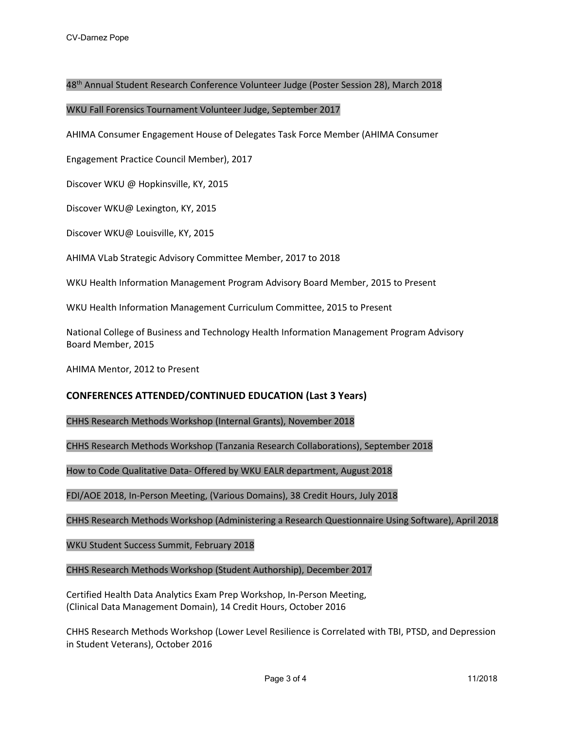48th Annual Student Research Conference Volunteer Judge (Poster Session 28), March 2018

WKU Fall Forensics Tournament Volunteer Judge, September 2017

AHIMA Consumer Engagement House of Delegates Task Force Member (AHIMA Consumer Engagement Practice Council Member), 2017

Discover WKU @ Hopkinsville, KY, 2015

Discover WKU@ Lexington, KY, 2015

Discover WKU@ Louisville, KY, 2015

AHIMA VLab Strategic Advisory Committee Member, 2017 to 2018

WKU Health Information Management Program Advisory Board Member, 2015 to Present

WKU Health Information Management Curriculum Committee, 2015 to Present

National College of Business and Technology Health Information Management Program Advisory Board Member, 2015

AHIMA Mentor, 2012 to Present

## CONFERENCES ATTENDED/CONTINUED EDUCATION (Last 3 Years)

CHHS Research Methods Workshop (Internal Grants), November 2018

CHHS Research Methods Workshop (Tanzania Research Collaborations), September 2018

How to Code Qualitative Data- Offered by WKU EALR department, August 2018

FDI/AOE 2018, In-Person Meeting, (Various Domains), 38 Credit Hours, July 2018

CHHS Research Methods Workshop (Administering a Research Questionnaire Using Software), April 2018

WKU Student Success Summit, February 2018

CHHS Research Methods Workshop (Student Authorship), December 2017

Certified Health Data Analytics Exam Prep Workshop, In-Person Meeting, (Clinical Data Management Domain), 14 Credit Hours, October 2016

CHHS Research Methods Workshop (Lower Level Resilience is Correlated with TBI, PTSD, and Depression in Student Veterans), October 2016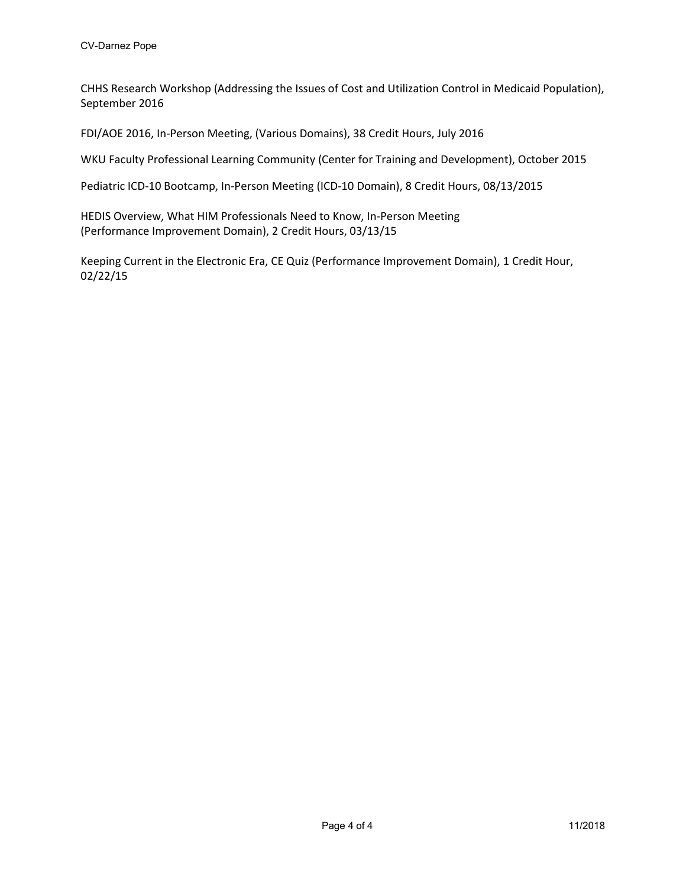CHHS Research Workshop (Addressing the Issues of Cost and Utilization Control in Medicaid Population), September 2016

FDI/AOE 2016, In-Person Meeting, (Various Domains), 38 Credit Hours, July 2016

WKU Faculty Professional Learning Community (Center for Training and Development), October 2015

Pediatric ICD-10 Bootcamp, In-Person Meeting (ICD-10 Domain), 8 Credit Hours, 08/13/2015

HEDIS Overview, What HIM Professionals Need to Know, In-Person Meeting (Performance Improvement Domain), 2 Credit Hours, 03/13/15

Keeping Current in the Electronic Era, CE Quiz (Performance Improvement Domain), 1 Credit Hour, 02/22/15